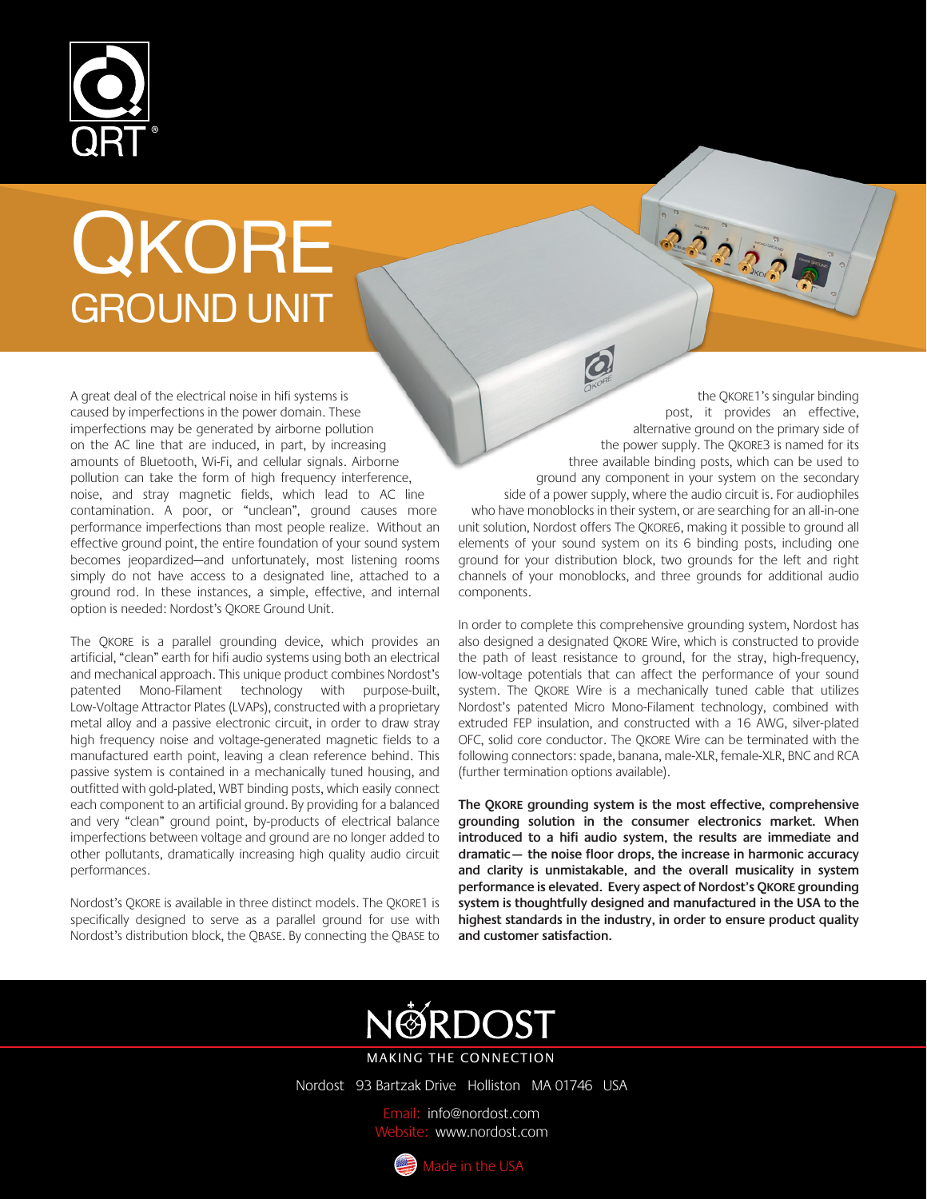QRT®

# QKORE

## GROUND UNIT

A great deal of the electrical noise in hifi systems is caused by imperfections in the power domain. These imperfections may be generated by airborne pollution on the AC line that are induced, in part, by increasing amounts of Bluetooth, Wi-Fi, and cellular signals. Airborne pollution can take the form of high frequency interference, noise, and stray magnetic fields, which lead to AC line contamination. A poor, or "unclean", ground causes more performance imperfections than most people realize. Without an effective ground point, the entire foundation of your sound system becomes jeopardized—and unfortunately, most listening rooms simply do not have access to a designated line, attached to a ground rod. In these instances, a simple, effective, and internal option is needed: Nordost's QKORE Ground Unit.

The QKORE is a parallel grounding device, which provides an artificial, "clean" earth for hifi audio systems using both an electrical and mechanical approach. This unique product combines Nordost's patented Mono-Filament technology with purpose-built, Low-Voltage Attractor Plates (LVAPs), constructed with a proprietary metal alloy and a passive electronic circuit, in order to draw stray high frequency noise and voltage-generated magnetic fields to a manufactured earth point, leaving a clean reference behind. This passive system is contained in a mechanically tuned housing, and outfitted with gold-plated, WBT binding posts, which easily connect each component to an artificial ground. By providing for a balanced and very "clean" ground point, by-products of electrical balance imperfections between voltage and ground are no longer added to other pollutants, dramatically increasing high quality audio circuit performances.

Nordost's QKORE is available in three distinct models. The QKORE1 is specifically designed to serve as a parallel ground for use with Nordost's distribution block, the QBASE. By connecting the QBASE to the QKORE1's singular binding post, it provides an effective, alternative ground on the primary side of the power supply. The QKORE3 is named for its three available binding posts, which can be used to ground any component in your system on the secondary side of a power supply, where the audio circuit is. For audiophiles who have monoblocks in their system, or are searching for an all-in-one unit solution, Nordost offers The QKORE6, making it possible to ground all elements of your sound system on its 6 binding posts, including one ground for your distribution block, two grounds for the left and right channels of your monoblocks, and three grounds for additional audio components.

In order to complete this comprehensive grounding system, Nordost has also designed a designated QKORE Wire, which is constructed to provide the path of least resistance to ground, for the stray, high-frequency, low-voltage potentials that can affect the performance of your sound system. The QKORE Wire is a mechanically tuned cable that utilizes Nordost's patented Micro Mono-Filament technology, combined with extruded FEP insulation, and constructed with a 16 AWG, silver-plated OFC, solid core conductor. The QKORE Wire can be terminated with the following connectors: spade, banana, male-XLR, female-XLR, BNC and RCA (further termination options available).

**The QKORE grounding system is the most effective, comprehensive grounding solution in the consumer electronics market. When introduced to a hifi audio system, the results are immediate and dramatic— the noise floor drops, the increase in harmonic accuracy and clarity is unmistakable, and the overall musicality in system performance is elevated. Every aspect of Nordost's QKORE grounding system is thoughtfully designed and manufactured in the USA to the highest standards in the industry, in order to ensure product quality and customer satisfaction.**

NORDOST

MAKING THE CONNECTION

Nordost 93 Bartzak Drive Holliston MA 01746 USA

Email: info@nordost.com
Website: www.nordost.com

Made in the USA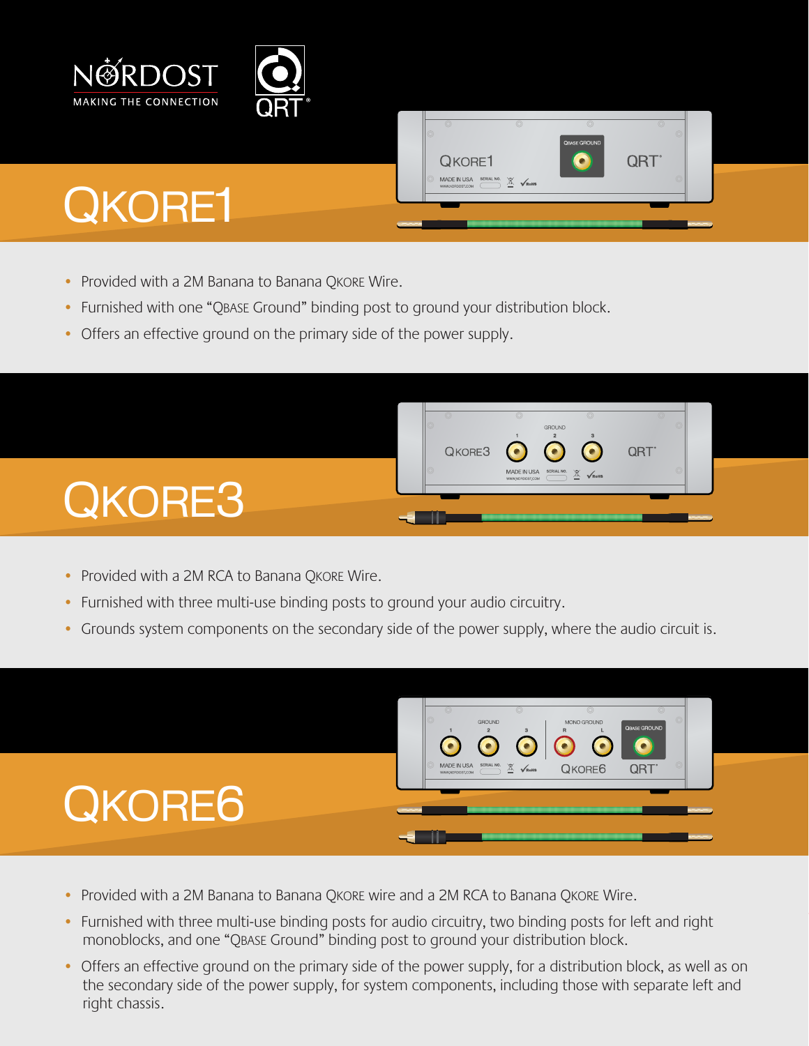NORDOST
MAKING THE CONNECTION

QRT

# QKORE1

- Provided with a 2M Banana to Banana QKORE Wire.
- Furnished with one "QBASE Ground" binding post to ground your distribution block.
- Offers an effective ground on the primary side of the power supply.

# QKORE3

- Provided with a 2M RCA to Banana QKORE Wire.
- Furnished with three multi-use binding posts to ground your audio circuitry.
- Grounds system components on the secondary side of the power supply, where the audio circuit is.

# QKORE6

- Provided with a 2M Banana to Banana QKORE wire and a 2M RCA to Banana QKORE Wire.
- Furnished with three multi-use binding posts for audio circuitry, two binding posts for left and right monoblocks, and one "QBASE Ground" binding post to ground your distribution block.
- Offers an effective ground on the primary side of the power supply, for a distribution block, as well as on the secondary side of the power supply, for system components, including those with separate left and right chassis.